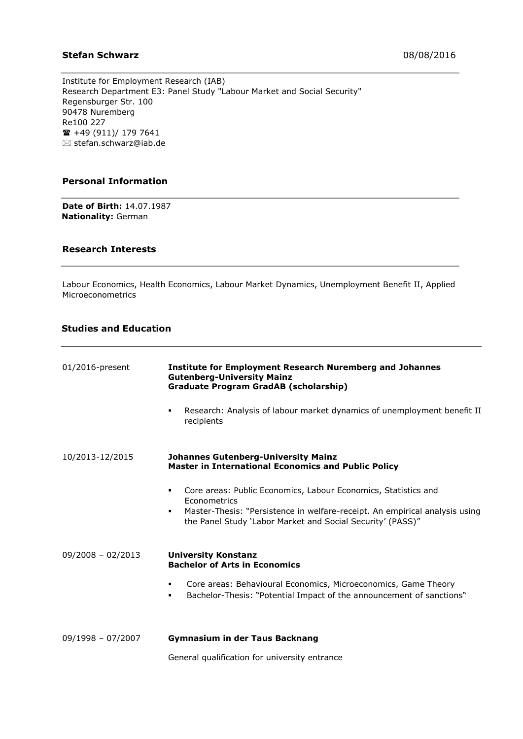**Stefan Schwarz** 08/08/2016

Institute for Employment Research (IAB)
Research Department E3: Panel Study "Labour Market and Social Security"
Regensburger Str. 100
90478 Nuremberg
Re100 227
☎ +49 (911)/ 179 7641
✉ stefan.schwarz@iab.de

## Personal Information

**Date of Birth:** 14.07.1987
**Nationality:** German

## Research Interests

Labour Economics, Health Economics, Labour Market Dynamics, Unemployment Benefit II, Applied Microeconometrics

## Studies and Education

01/2016-present **Institute for Employment Research Nuremberg and Johannes Gutenberg-University Mainz**
**Graduate Program GradAB (scholarship)**

- Research: Analysis of labour market dynamics of unemployment benefit II recipients

10/2013-12/2015 **Johannes Gutenberg-University Mainz**
**Master in International Economics and Public Policy**

- Core areas: Public Economics, Labour Economics, Statistics and Econometrics
- Master-Thesis: "Persistence in welfare-receipt. An empirical analysis using the Panel Study 'Labor Market and Social Security' (PASS)"

09/2008 – 02/2013 **University Konstanz**
**Bachelor of Arts in Economics**

- Core areas: Behavioural Economics, Microeconomics, Game Theory
- Bachelor-Thesis: "Potential Impact of the announcement of sanctions"

09/1998 – 07/2007 **Gymnasium in der Taus Backnang**

General qualification for university entrance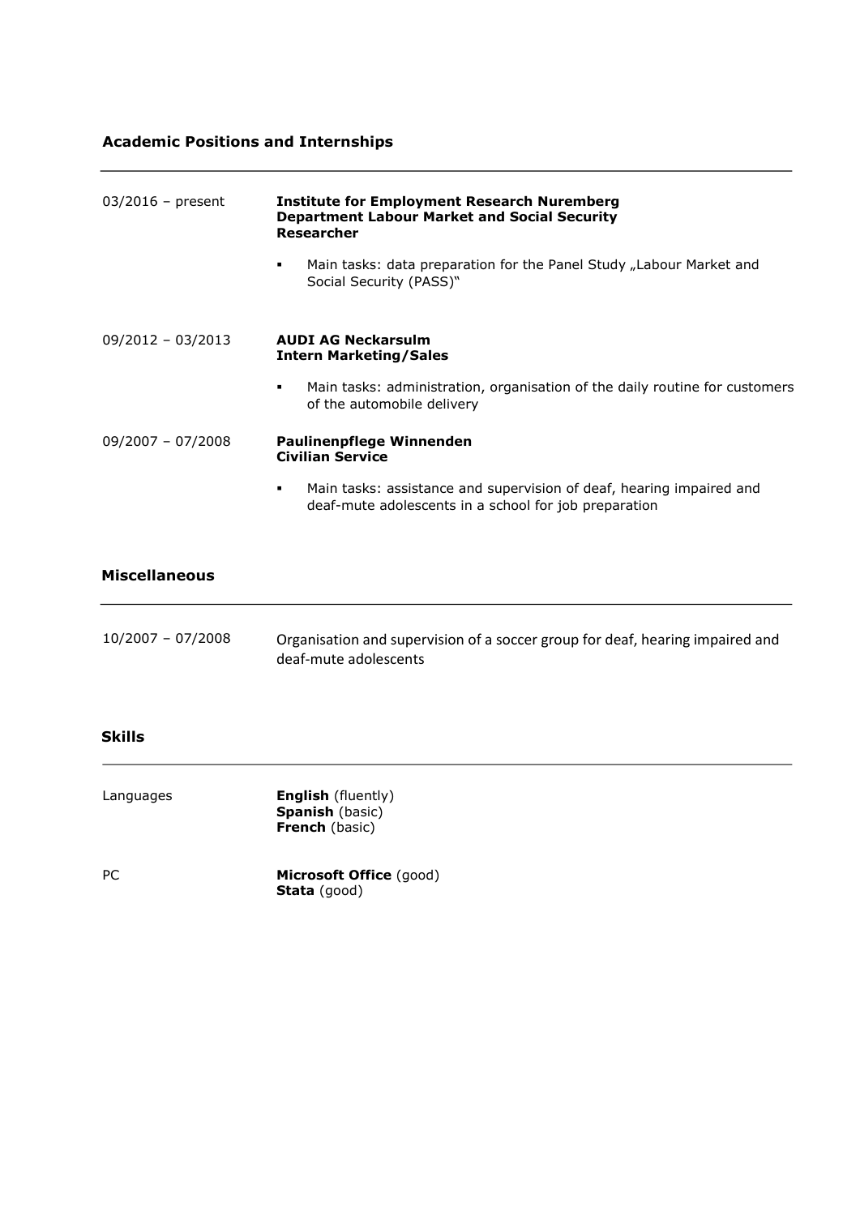## Academic Positions and Internships

03/2016 – present

**Institute for Employment Research Nuremberg**
**Department Labour Market and Social Security**
**Researcher**

- Main tasks: data preparation for the Panel Study „Labour Market and Social Security (PASS)"

09/2012 – 03/2013

**AUDI AG Neckarsulm**
**Intern Marketing/Sales**

- Main tasks: administration, organisation of the daily routine for customers of the automobile delivery

09/2007 – 07/2008

**Paulinenpflege Winnenden**
**Civilian Service**

- Main tasks: assistance and supervision of deaf, hearing impaired and deaf-mute adolescents in a school for job preparation

## Miscellaneous

10/2007 – 07/2008

Organisation and supervision of a soccer group for deaf, hearing impaired and deaf-mute adolescents

## Skills

Languages

**English** (fluently)
**Spanish** (basic)
**French** (basic)

PC

**Microsoft Office** (good)
**Stata** (good)